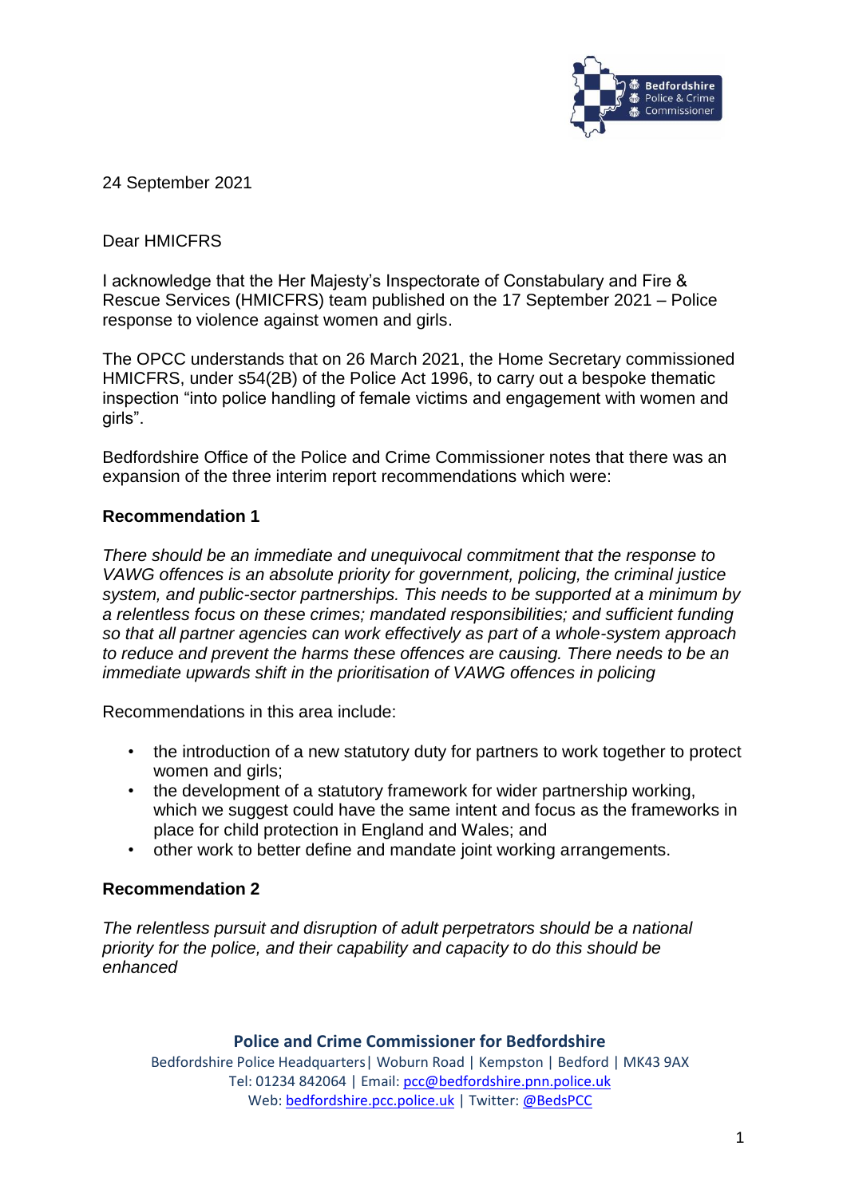24 September 2021

Dear HMICFRS

I acknowledge that the Her Majesty's Inspectorate of Constabulary and Fire & Rescue Services (HMICFRS) team published on the 17 September 2021 – Police response to violence against women and girls.

The OPCC understands that on 26 March 2021, the Home Secretary commissioned HMICFRS, under s54(2B) of the Police Act 1996, to carry out a bespoke thematic inspection "into police handling of female victims and engagement with women and girls".

Bedfordshire Office of the Police and Crime Commissioner notes that there was an expansion of the three interim report recommendations which were:

**Recommendation 1**

*There should be an immediate and unequivocal commitment that the response to VAWG offences is an absolute priority for government, policing, the criminal justice system, and public-sector partnerships. This needs to be supported at a minimum by a relentless focus on these crimes; mandated responsibilities; and sufficient funding so that all partner agencies can work effectively as part of a whole-system approach to reduce and prevent the harms these offences are causing. There needs to be an immediate upwards shift in the prioritisation of VAWG offences in policing*

Recommendations in this area include:

- the introduction of a new statutory duty for partners to work together to protect women and girls;
- the development of a statutory framework for wider partnership working, which we suggest could have the same intent and focus as the frameworks in place for child protection in England and Wales; and
- other work to better define and mandate joint working arrangements.

**Recommendation 2**

*The relentless pursuit and disruption of adult perpetrators should be a national priority for the police, and their capability and capacity to do this should be enhanced*

**Police and Crime Commissioner for Bedfordshire**
Bedfordshire Police Headquarters | Woburn Road | Kempston | Bedford | MK43 9AX
Tel: 01234 842064 | Email: pcc@bedfordshire.pnn.police.uk
Web: bedfordshire.pcc.police.uk | Twitter: @BedsPCC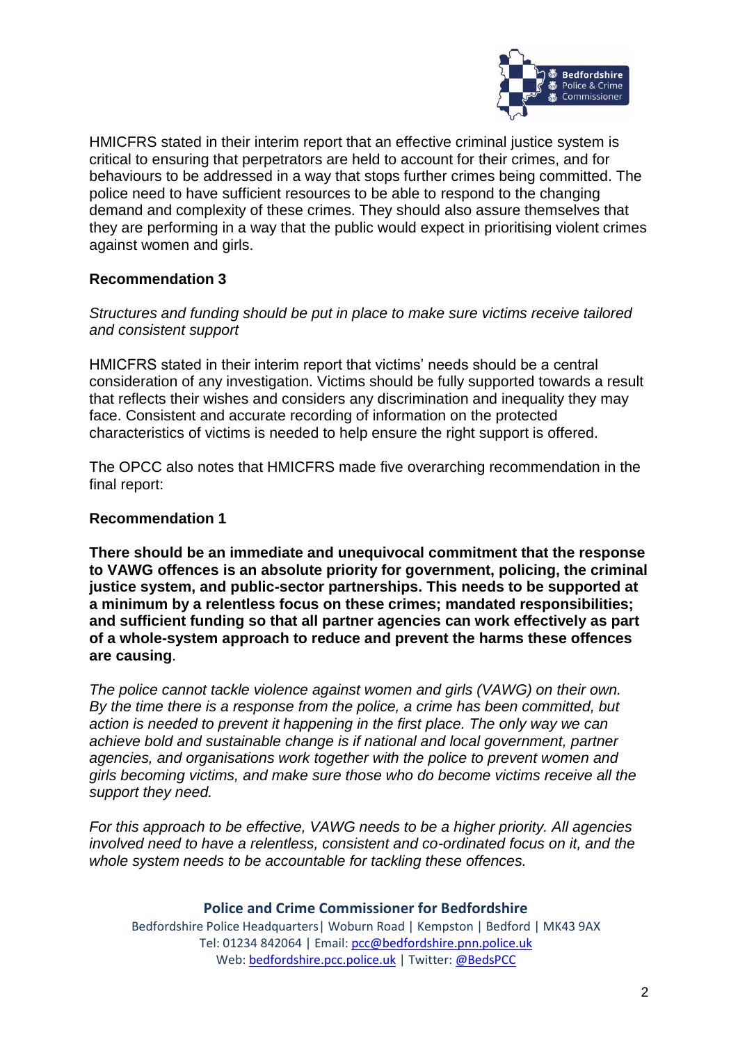HMICFRS stated in their interim report that an effective criminal justice system is critical to ensuring that perpetrators are held to account for their crimes, and for behaviours to be addressed in a way that stops further crimes being committed. The police need to have sufficient resources to be able to respond to the changing demand and complexity of these crimes. They should also assure themselves that they are performing in a way that the public would expect in prioritising violent crimes against women and girls.

**Recommendation 3**

*Structures and funding should be put in place to make sure victims receive tailored and consistent support*

HMICFRS stated in their interim report that victims' needs should be a central consideration of any investigation. Victims should be fully supported towards a result that reflects their wishes and considers any discrimination and inequality they may face. Consistent and accurate recording of information on the protected characteristics of victims is needed to help ensure the right support is offered.

The OPCC also notes that HMICFRS made five overarching recommendation in the final report:

**Recommendation 1**

**There should be an immediate and unequivocal commitment that the response to VAWG offences is an absolute priority for government, policing, the criminal justice system, and public-sector partnerships. This needs to be supported at a minimum by a relentless focus on these crimes; mandated responsibilities; and sufficient funding so that all partner agencies can work effectively as part of a whole-system approach to reduce and prevent the harms these offences are causing**.

*The police cannot tackle violence against women and girls (VAWG) on their own. By the time there is a response from the police, a crime has been committed, but action is needed to prevent it happening in the first place. The only way we can achieve bold and sustainable change is if national and local government, partner agencies, and organisations work together with the police to prevent women and girls becoming victims, and make sure those who do become victims receive all the support they need.*

*For this approach to be effective, VAWG needs to be a higher priority. All agencies involved need to have a relentless, consistent and co-ordinated focus on it, and the whole system needs to be accountable for tackling these offences.*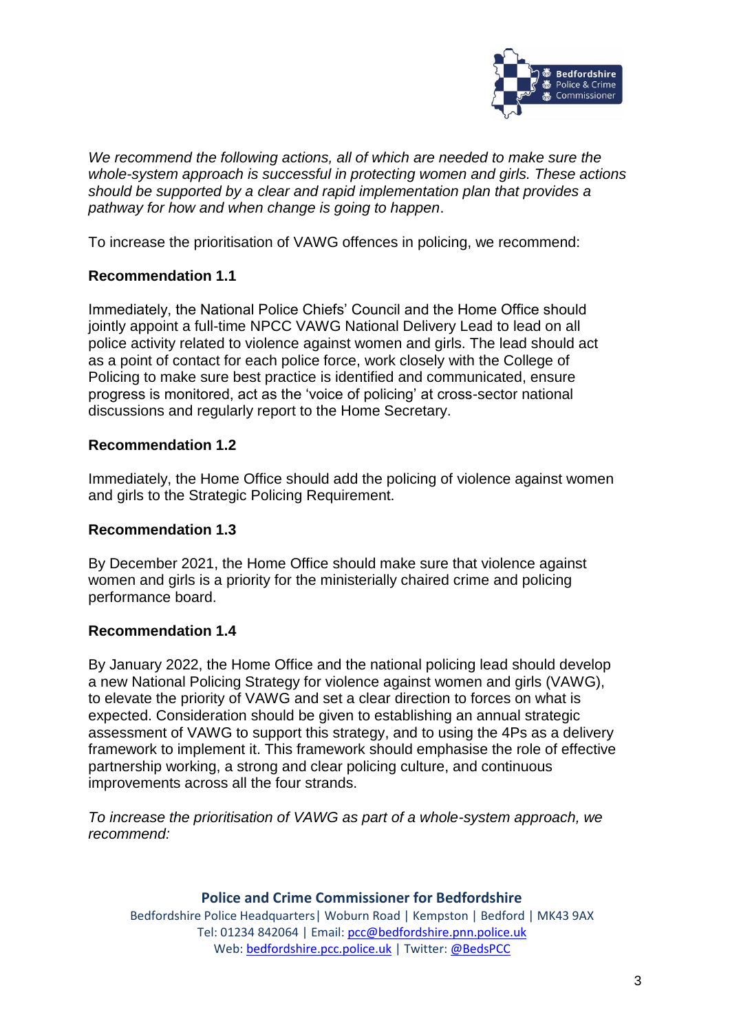*We recommend the following actions, all of which are needed to make sure the whole-system approach is successful in protecting women and girls. These actions should be supported by a clear and rapid implementation plan that provides a pathway for how and when change is going to happen*.

To increase the prioritisation of VAWG offences in policing, we recommend:

**Recommendation 1.1**

Immediately, the National Police Chiefs' Council and the Home Office should jointly appoint a full-time NPCC VAWG National Delivery Lead to lead on all police activity related to violence against women and girls. The lead should act as a point of contact for each police force, work closely with the College of Policing to make sure best practice is identified and communicated, ensure progress is monitored, act as the 'voice of policing' at cross-sector national discussions and regularly report to the Home Secretary.

**Recommendation 1.2**

Immediately, the Home Office should add the policing of violence against women and girls to the Strategic Policing Requirement.

**Recommendation 1.3**

By December 2021, the Home Office should make sure that violence against women and girls is a priority for the ministerially chaired crime and policing performance board.

**Recommendation 1.4**

By January 2022, the Home Office and the national policing lead should develop a new National Policing Strategy for violence against women and girls (VAWG), to elevate the priority of VAWG and set a clear direction to forces on what is expected. Consideration should be given to establishing an annual strategic assessment of VAWG to support this strategy, and to using the 4Ps as a delivery framework to implement it. This framework should emphasise the role of effective partnership working, a strong and clear policing culture, and continuous improvements across all the four strands.

*To increase the prioritisation of VAWG as part of a whole-system approach, we recommend:*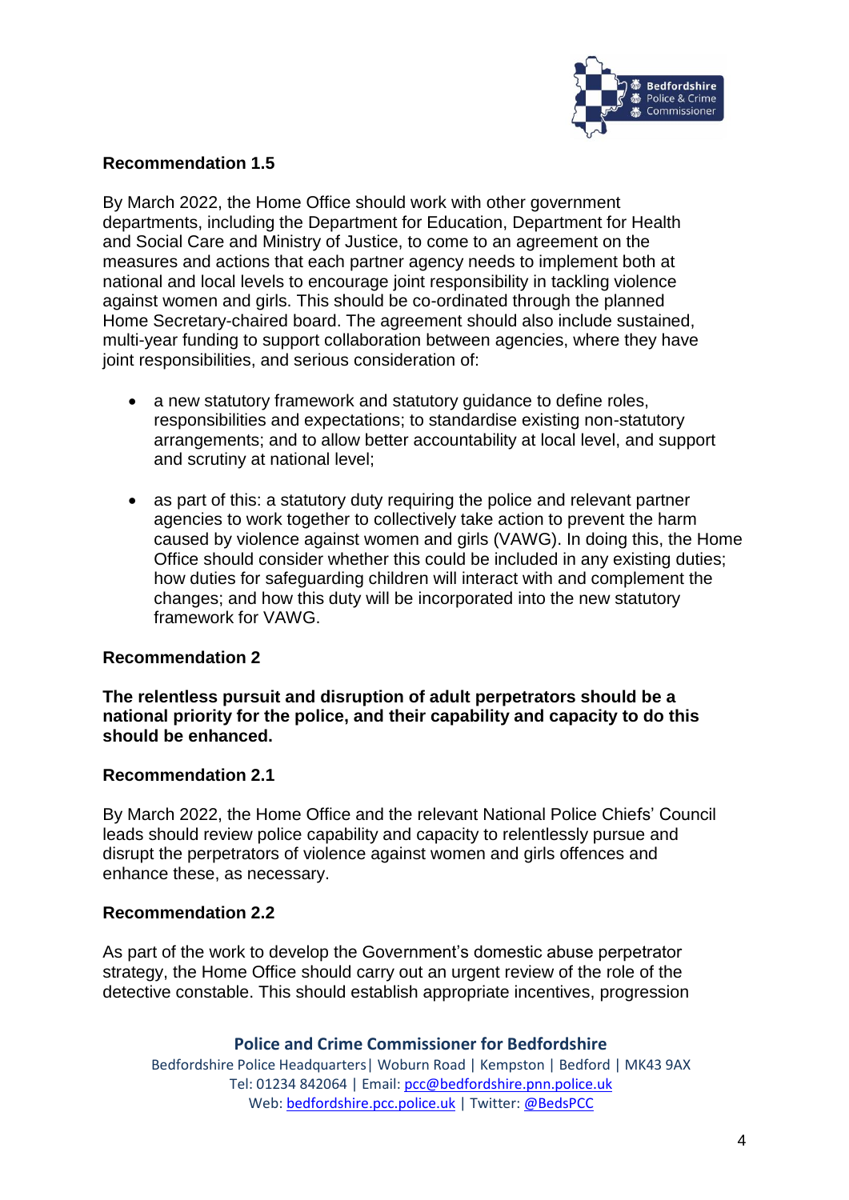**Recommendation 1.5**

By March 2022, the Home Office should work with other government departments, including the Department for Education, Department for Health and Social Care and Ministry of Justice, to come to an agreement on the measures and actions that each partner agency needs to implement both at national and local levels to encourage joint responsibility in tackling violence against women and girls. This should be co-ordinated through the planned Home Secretary-chaired board. The agreement should also include sustained, multi-year funding to support collaboration between agencies, where they have joint responsibilities, and serious consideration of:

- a new statutory framework and statutory guidance to define roles, responsibilities and expectations; to standardise existing non-statutory arrangements; and to allow better accountability at local level, and support and scrutiny at national level;
- as part of this: a statutory duty requiring the police and relevant partner agencies to work together to collectively take action to prevent the harm caused by violence against women and girls (VAWG). In doing this, the Home Office should consider whether this could be included in any existing duties; how duties for safeguarding children will interact with and complement the changes; and how this duty will be incorporated into the new statutory framework for VAWG.

**Recommendation 2**

**The relentless pursuit and disruption of adult perpetrators should be a national priority for the police, and their capability and capacity to do this should be enhanced.**

**Recommendation 2.1**

By March 2022, the Home Office and the relevant National Police Chiefs' Council leads should review police capability and capacity to relentlessly pursue and disrupt the perpetrators of violence against women and girls offences and enhance these, as necessary.

**Recommendation 2.2**

As part of the work to develop the Government's domestic abuse perpetrator strategy, the Home Office should carry out an urgent review of the role of the detective constable. This should establish appropriate incentives, progression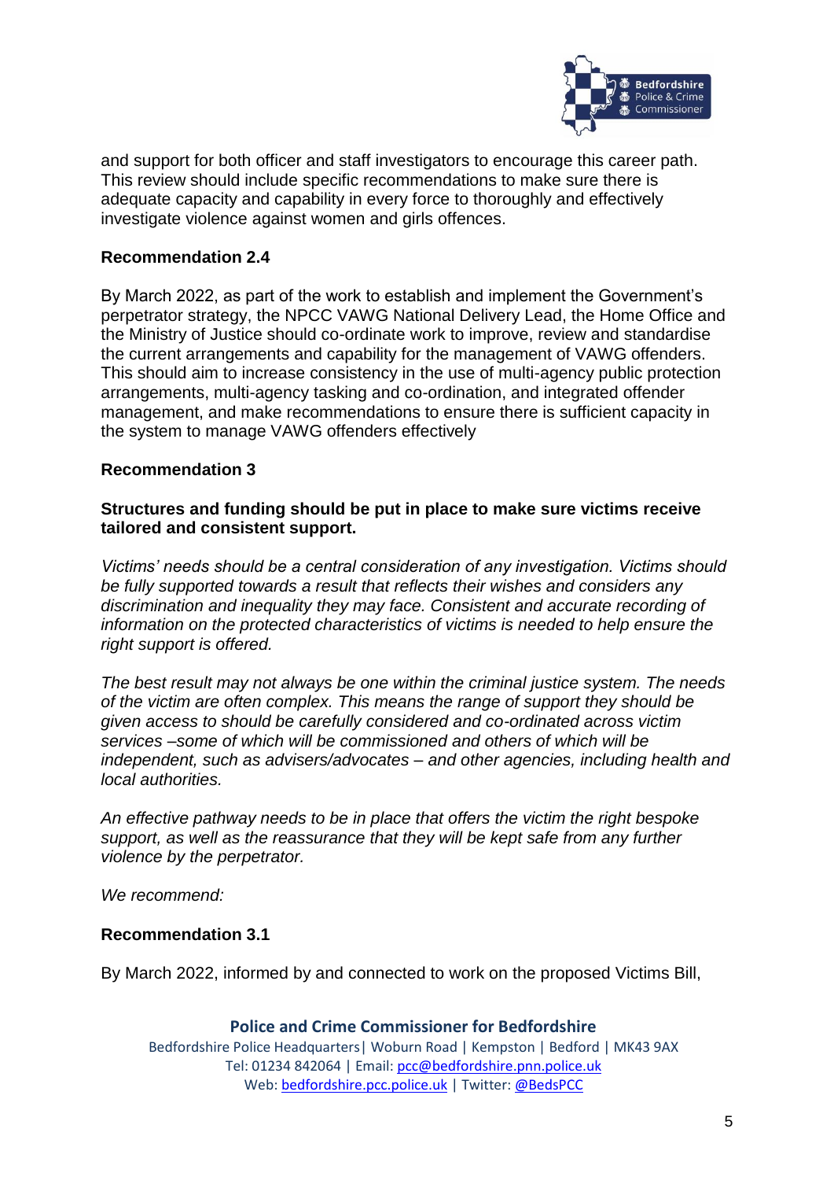and support for both officer and staff investigators to encourage this career path. This review should include specific recommendations to make sure there is adequate capacity and capability in every force to thoroughly and effectively investigate violence against women and girls offences.

**Recommendation 2.4**

By March 2022, as part of the work to establish and implement the Government's perpetrator strategy, the NPCC VAWG National Delivery Lead, the Home Office and the Ministry of Justice should co-ordinate work to improve, review and standardise the current arrangements and capability for the management of VAWG offenders. This should aim to increase consistency in the use of multi-agency public protection arrangements, multi-agency tasking and co-ordination, and integrated offender management, and make recommendations to ensure there is sufficient capacity in the system to manage VAWG offenders effectively

**Recommendation 3**

**Structures and funding should be put in place to make sure victims receive tailored and consistent support.**

*Victims' needs should be a central consideration of any investigation. Victims should be fully supported towards a result that reflects their wishes and considers any discrimination and inequality they may face. Consistent and accurate recording of information on the protected characteristics of victims is needed to help ensure the right support is offered.*

*The best result may not always be one within the criminal justice system. The needs of the victim are often complex. This means the range of support they should be given access to should be carefully considered and co-ordinated across victim services –some of which will be commissioned and others of which will be independent, such as advisers/advocates – and other agencies, including health and local authorities.*

*An effective pathway needs to be in place that offers the victim the right bespoke support, as well as the reassurance that they will be kept safe from any further violence by the perpetrator.*

*We recommend:*

**Recommendation 3.1**

By March 2022, informed by and connected to work on the proposed Victims Bill,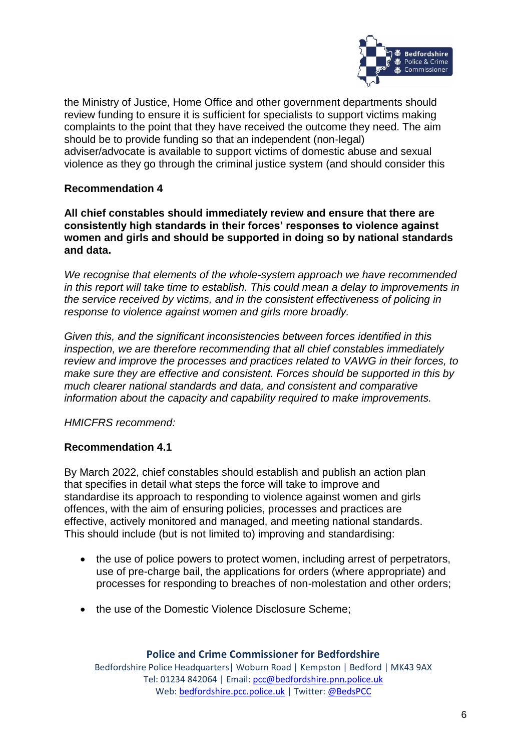the Ministry of Justice, Home Office and other government departments should review funding to ensure it is sufficient for specialists to support victims making complaints to the point that they have received the outcome they need. The aim should be to provide funding so that an independent (non-legal) adviser/advocate is available to support victims of domestic abuse and sexual violence as they go through the criminal justice system (and should consider this

**Recommendation 4**

**All chief constables should immediately review and ensure that there are consistently high standards in their forces' responses to violence against women and girls and should be supported in doing so by national standards and data.**

*We recognise that elements of the whole-system approach we have recommended in this report will take time to establish. This could mean a delay to improvements in the service received by victims, and in the consistent effectiveness of policing in response to violence against women and girls more broadly.*

*Given this, and the significant inconsistencies between forces identified in this inspection, we are therefore recommending that all chief constables immediately review and improve the processes and practices related to VAWG in their forces, to make sure they are effective and consistent. Forces should be supported in this by much clearer national standards and data, and consistent and comparative information about the capacity and capability required to make improvements.*

*HMICFRS recommend:*

**Recommendation 4.1**

By March 2022, chief constables should establish and publish an action plan that specifies in detail what steps the force will take to improve and standardise its approach to responding to violence against women and girls offences, with the aim of ensuring policies, processes and practices are effective, actively monitored and managed, and meeting national standards. This should include (but is not limited to) improving and standardising:

- the use of police powers to protect women, including arrest of perpetrators, use of pre-charge bail, the applications for orders (where appropriate) and processes for responding to breaches of non-molestation and other orders;
- the use of the Domestic Violence Disclosure Scheme;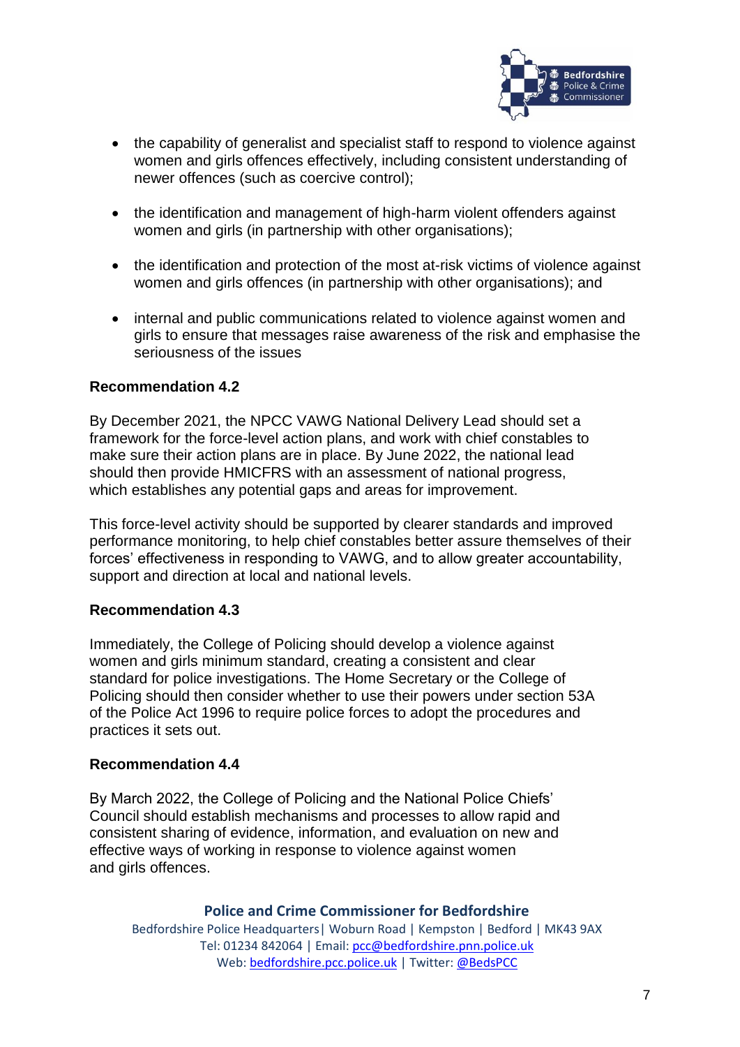- the capability of generalist and specialist staff to respond to violence against women and girls offences effectively, including consistent understanding of newer offences (such as coercive control);
- the identification and management of high-harm violent offenders against women and girls (in partnership with other organisations);
- the identification and protection of the most at-risk victims of violence against women and girls offences (in partnership with other organisations); and
- internal and public communications related to violence against women and girls to ensure that messages raise awareness of the risk and emphasise the seriousness of the issues

**Recommendation 4.2**

By December 2021, the NPCC VAWG National Delivery Lead should set a framework for the force-level action plans, and work with chief constables to make sure their action plans are in place. By June 2022, the national lead should then provide HMICFRS with an assessment of national progress, which establishes any potential gaps and areas for improvement.

This force-level activity should be supported by clearer standards and improved performance monitoring, to help chief constables better assure themselves of their forces' effectiveness in responding to VAWG, and to allow greater accountability, support and direction at local and national levels.

**Recommendation 4.3**

Immediately, the College of Policing should develop a violence against women and girls minimum standard, creating a consistent and clear standard for police investigations. The Home Secretary or the College of Policing should then consider whether to use their powers under section 53A of the Police Act 1996 to require police forces to adopt the procedures and practices it sets out.

**Recommendation 4.4**

By March 2022, the College of Policing and the National Police Chiefs' Council should establish mechanisms and processes to allow rapid and consistent sharing of evidence, information, and evaluation on new and effective ways of working in response to violence against women and girls offences.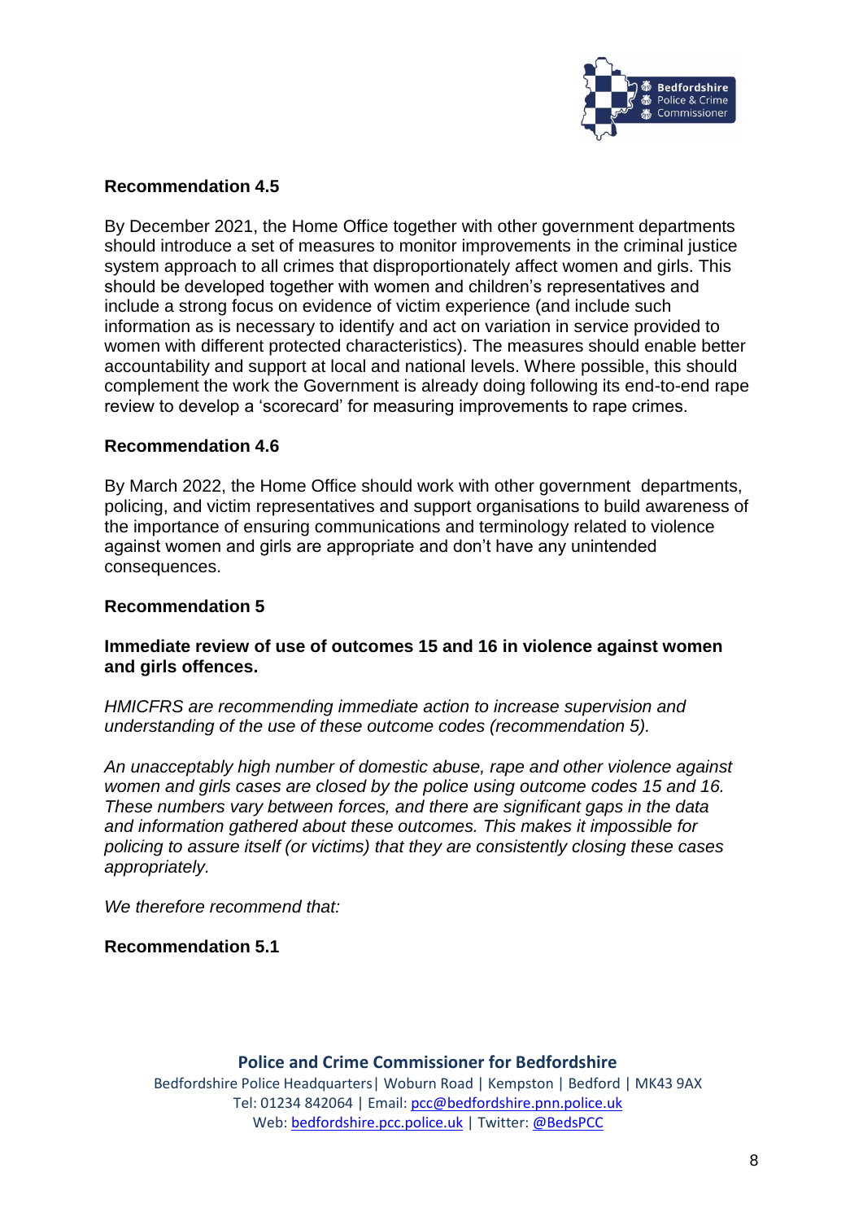**Recommendation 4.5**

By December 2021, the Home Office together with other government departments should introduce a set of measures to monitor improvements in the criminal justice system approach to all crimes that disproportionately affect women and girls. This should be developed together with women and children's representatives and include a strong focus on evidence of victim experience (and include such information as is necessary to identify and act on variation in service provided to women with different protected characteristics). The measures should enable better accountability and support at local and national levels. Where possible, this should complement the work the Government is already doing following its end-to-end rape review to develop a 'scorecard' for measuring improvements to rape crimes.

**Recommendation 4.6**

By March 2022, the Home Office should work with other government departments, policing, and victim representatives and support organisations to build awareness of the importance of ensuring communications and terminology related to violence against women and girls are appropriate and don't have any unintended consequences.

**Recommendation 5**

**Immediate review of use of outcomes 15 and 16 in violence against women and girls offences.**

*HMICFRS are recommending immediate action to increase supervision and understanding of the use of these outcome codes (recommendation 5).*

*An unacceptably high number of domestic abuse, rape and other violence against women and girls cases are closed by the police using outcome codes 15 and 16. These numbers vary between forces, and there are significant gaps in the data and information gathered about these outcomes. This makes it impossible for policing to assure itself (or victims) that they are consistently closing these cases appropriately.*

*We therefore recommend that:*

**Recommendation 5.1**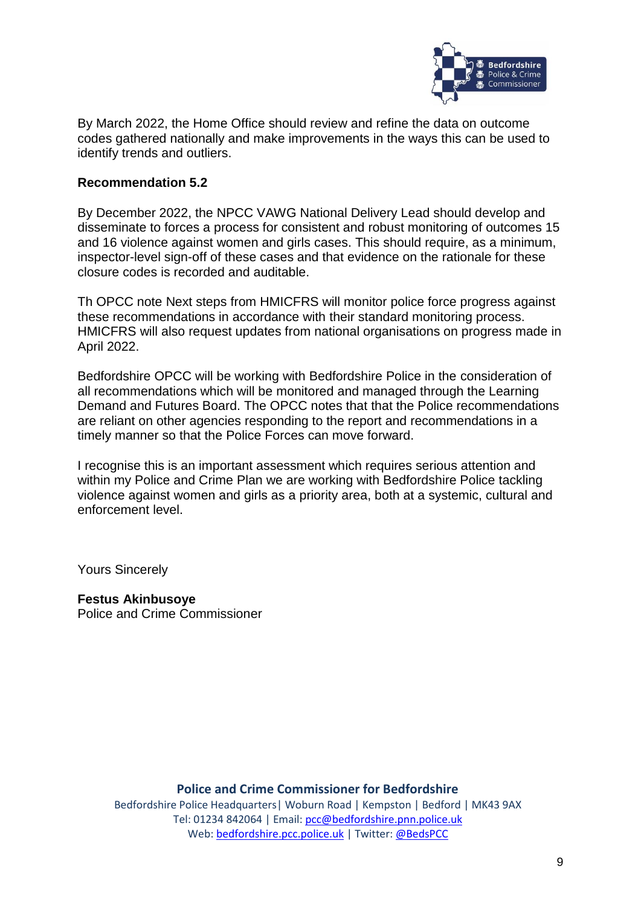By March 2022, the Home Office should review and refine the data on outcome codes gathered nationally and make improvements in the ways this can be used to identify trends and outliers.

**Recommendation 5.2**

By December 2022, the NPCC VAWG National Delivery Lead should develop and disseminate to forces a process for consistent and robust monitoring of outcomes 15 and 16 violence against women and girls cases. This should require, as a minimum, inspector-level sign-off of these cases and that evidence on the rationale for these closure codes is recorded and auditable.

Th OPCC note Next steps from HMICFRS will monitor police force progress against these recommendations in accordance with their standard monitoring process. HMICFRS will also request updates from national organisations on progress made in April 2022.

Bedfordshire OPCC will be working with Bedfordshire Police in the consideration of all recommendations which will be monitored and managed through the Learning Demand and Futures Board. The OPCC notes that that the Police recommendations are reliant on other agencies responding to the report and recommendations in a timely manner so that the Police Forces can move forward.

I recognise this is an important assessment which requires serious attention and within my Police and Crime Plan we are working with Bedfordshire Police tackling violence against women and girls as a priority area, both at a systemic, cultural and enforcement level.

Yours Sincerely

**Festus Akinbusoye**
Police and Crime Commissioner